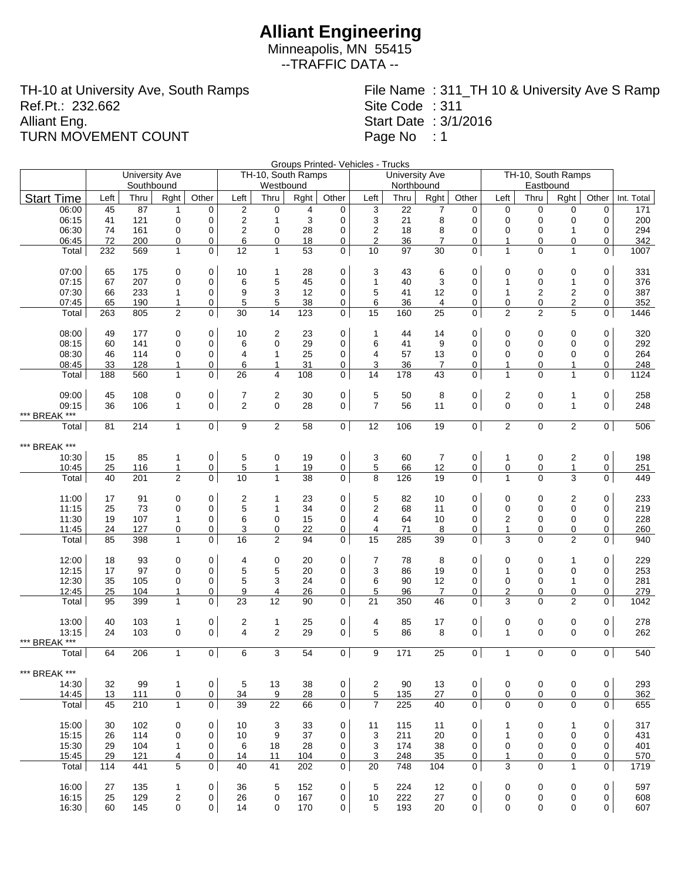# Alliant Engineering

Minneapolis, MN 55415

--TRAFFIC DATA --

TH-10 at University Ave, South Ramps
Ref.Pt.: 232.662
Alliant Eng.
TURN MOVEMENT COUNT

File Name : 311_TH 10 & University Ave S Ramp
Site Code : 311
Start Date : 3/1/2016
Page No : 1

Groups Printed- Vehicles - Trucks

| | University Ave Southbound | | | | TH-10, South Ramps Westbound | | | | University Ave Northbound | | | | TH-10, South Ramps Eastbound | | | | |
|---|---|---|---|---|---|---|---|---|---|---|---|---|---|---|---|---|---|
| Start Time | Left | Thru | Rght | Other | Left | Thru | Rght | Other | Left | Thru | Rght | Other | Left | Thru | Rght | Other | Int. Total |
| 06:00 | 45 | 87 | 1 | 0 | 2 | 0 | 4 | 0 | 3 | 22 | 7 | 0 | 0 | 0 | 0 | 0 | 171 |
| 06:15 | 41 | 121 | 0 | 0 | 2 | 1 | 3 | 0 | 3 | 21 | 8 | 0 | 0 | 0 | 0 | 0 | 200 |
| 06:30 | 74 | 161 | 0 | 0 | 2 | 0 | 28 | 0 | 2 | 18 | 8 | 0 | 0 | 0 | 1 | 0 | 294 |
| 06:45 | 72 | 200 | 0 | 0 | 6 | 0 | 18 | 0 | 2 | 36 | 7 | 0 | 1 | 0 | 0 | 0 | 342 |
| Total | 232 | 569 | 1 | 0 | 12 | 1 | 53 | 0 | 10 | 97 | 30 | 0 | 1 | 0 | 1 | 0 | 1007 |
| | | | | | | | | | | | | | | | | | |
| 07:00 | 65 | 175 | 0 | 0 | 10 | 1 | 28 | 0 | 3 | 43 | 6 | 0 | 0 | 0 | 0 | 0 | 331 |
| 07:15 | 67 | 207 | 0 | 0 | 6 | 5 | 45 | 0 | 1 | 40 | 3 | 0 | 1 | 0 | 1 | 0 | 376 |
| 07:30 | 66 | 233 | 1 | 0 | 9 | 3 | 12 | 0 | 5 | 41 | 12 | 0 | 1 | 2 | 2 | 0 | 387 |
| 07:45 | 65 | 190 | 1 | 0 | 5 | 5 | 38 | 0 | 6 | 36 | 4 | 0 | 0 | 0 | 2 | 0 | 352 |
| Total | 263 | 805 | 2 | 0 | 30 | 14 | 123 | 0 | 15 | 160 | 25 | 0 | 2 | 2 | 5 | 0 | 1446 |
| | | | | | | | | | | | | | | | | | |
| 08:00 | 49 | 177 | 0 | 0 | 10 | 2 | 23 | 0 | 1 | 44 | 14 | 0 | 0 | 0 | 0 | 0 | 320 |
| 08:15 | 60 | 141 | 0 | 0 | 6 | 0 | 29 | 0 | 6 | 41 | 9 | 0 | 0 | 0 | 0 | 0 | 292 |
| 08:30 | 46 | 114 | 0 | 0 | 4 | 1 | 25 | 0 | 4 | 57 | 13 | 0 | 0 | 0 | 0 | 0 | 264 |
| 08:45 | 33 | 128 | 1 | 0 | 6 | 1 | 31 | 0 | 3 | 36 | 7 | 0 | 1 | 0 | 1 | 0 | 248 |
| Total | 188 | 560 | 1 | 0 | 26 | 4 | 108 | 0 | 14 | 178 | 43 | 0 | 1 | 0 | 1 | 0 | 1124 |
| | | | | | | | | | | | | | | | | | |
| 09:00 | 45 | 108 | 0 | 0 | 7 | 2 | 30 | 0 | 5 | 50 | 8 | 0 | 2 | 0 | 1 | 0 | 258 |
| 09:15 | 36 | 106 | 1 | 0 | 2 | 0 | 28 | 0 | 7 | 56 | 11 | 0 | 0 | 0 | 1 | 0 | 248 |
| *** BREAK *** | | | | | | | | | | | | | | | | | |
| Total | 81 | 214 | 1 | 0 | 9 | 2 | 58 | 0 | 12 | 106 | 19 | 0 | 2 | 0 | 2 | 0 | 506 |
| | | | | | | | | | | | | | | | | | |
| *** BREAK *** | | | | | | | | | | | | | | | | | |
| 10:30 | 15 | 85 | 1 | 0 | 5 | 0 | 19 | 0 | 3 | 60 | 7 | 0 | 1 | 0 | 2 | 0 | 198 |
| 10:45 | 25 | 116 | 1 | 0 | 5 | 1 | 19 | 0 | 5 | 66 | 12 | 0 | 0 | 0 | 1 | 0 | 251 |
| Total | 40 | 201 | 2 | 0 | 10 | 1 | 38 | 0 | 8 | 126 | 19 | 0 | 1 | 0 | 3 | 0 | 449 |
| | | | | | | | | | | | | | | | | | |
| 11:00 | 17 | 91 | 0 | 0 | 2 | 1 | 23 | 0 | 5 | 82 | 10 | 0 | 0 | 0 | 2 | 0 | 233 |
| 11:15 | 25 | 73 | 0 | 0 | 5 | 1 | 34 | 0 | 2 | 68 | 11 | 0 | 0 | 0 | 0 | 0 | 219 |
| 11:30 | 19 | 107 | 1 | 0 | 6 | 0 | 15 | 0 | 4 | 64 | 10 | 0 | 2 | 0 | 0 | 0 | 228 |
| 11:45 | 24 | 127 | 0 | 0 | 3 | 0 | 22 | 0 | 4 | 71 | 8 | 0 | 1 | 0 | 0 | 0 | 260 |
| Total | 85 | 398 | 1 | 0 | 16 | 2 | 94 | 0 | 15 | 285 | 39 | 0 | 3 | 0 | 2 | 0 | 940 |
| | | | | | | | | | | | | | | | | | |
| 12:00 | 18 | 93 | 0 | 0 | 4 | 0 | 20 | 0 | 7 | 78 | 8 | 0 | 0 | 0 | 1 | 0 | 229 |
| 12:15 | 17 | 97 | 0 | 0 | 5 | 5 | 20 | 0 | 3 | 86 | 19 | 0 | 1 | 0 | 0 | 0 | 253 |
| 12:30 | 35 | 105 | 0 | 0 | 5 | 3 | 24 | 0 | 6 | 90 | 12 | 0 | 0 | 0 | 1 | 0 | 281 |
| 12:45 | 25 | 104 | 1 | 0 | 9 | 4 | 26 | 0 | 5 | 96 | 7 | 0 | 2 | 0 | 0 | 0 | 279 |
| Total | 95 | 399 | 1 | 0 | 23 | 12 | 90 | 0 | 21 | 350 | 46 | 0 | 3 | 0 | 2 | 0 | 1042 |
| | | | | | | | | | | | | | | | | | |
| 13:00 | 40 | 103 | 1 | 0 | 2 | 1 | 25 | 0 | 4 | 85 | 17 | 0 | 0 | 0 | 0 | 0 | 278 |
| 13:15 | 24 | 103 | 0 | 0 | 4 | 2 | 29 | 0 | 5 | 86 | 8 | 0 | 1 | 0 | 0 | 0 | 262 |
| *** BREAK *** | | | | | | | | | | | | | | | | | |
| Total | 64 | 206 | 1 | 0 | 6 | 3 | 54 | 0 | 9 | 171 | 25 | 0 | 1 | 0 | 0 | 0 | 540 |
| | | | | | | | | | | | | | | | | | |
| *** BREAK *** | | | | | | | | | | | | | | | | | |
| 14:30 | 32 | 99 | 1 | 0 | 5 | 13 | 38 | 0 | 2 | 90 | 13 | 0 | 0 | 0 | 0 | 0 | 293 |
| 14:45 | 13 | 111 | 0 | 0 | 34 | 9 | 28 | 0 | 5 | 135 | 27 | 0 | 0 | 0 | 0 | 0 | 362 |
| Total | 45 | 210 | 1 | 0 | 39 | 22 | 66 | 0 | 7 | 225 | 40 | 0 | 0 | 0 | 0 | 0 | 655 |
| | | | | | | | | | | | | | | | | | |
| 15:00 | 30 | 102 | 0 | 0 | 10 | 3 | 33 | 0 | 11 | 115 | 11 | 0 | 1 | 0 | 1 | 0 | 317 |
| 15:15 | 26 | 114 | 0 | 0 | 10 | 9 | 37 | 0 | 3 | 211 | 20 | 0 | 1 | 0 | 0 | 0 | 431 |
| 15:30 | 29 | 104 | 1 | 0 | 6 | 18 | 28 | 0 | 3 | 174 | 38 | 0 | 0 | 0 | 0 | 0 | 401 |
| 15:45 | 29 | 121 | 4 | 0 | 14 | 11 | 104 | 0 | 3 | 248 | 35 | 0 | 1 | 0 | 0 | 0 | 570 |
| Total | 114 | 441 | 5 | 0 | 40 | 41 | 202 | 0 | 20 | 748 | 104 | 0 | 3 | 0 | 1 | 0 | 1719 |
| | | | | | | | | | | | | | | | | | |
| 16:00 | 27 | 135 | 1 | 0 | 36 | 5 | 152 | 0 | 5 | 224 | 12 | 0 | 0 | 0 | 0 | 0 | 597 |
| 16:15 | 25 | 129 | 2 | 0 | 26 | 0 | 167 | 0 | 10 | 222 | 27 | 0 | 0 | 0 | 0 | 0 | 608 |
| 16:30 | 60 | 145 | 0 | 0 | 14 | 0 | 170 | 0 | 5 | 193 | 20 | 0 | 0 | 0 | 0 | 0 | 607 |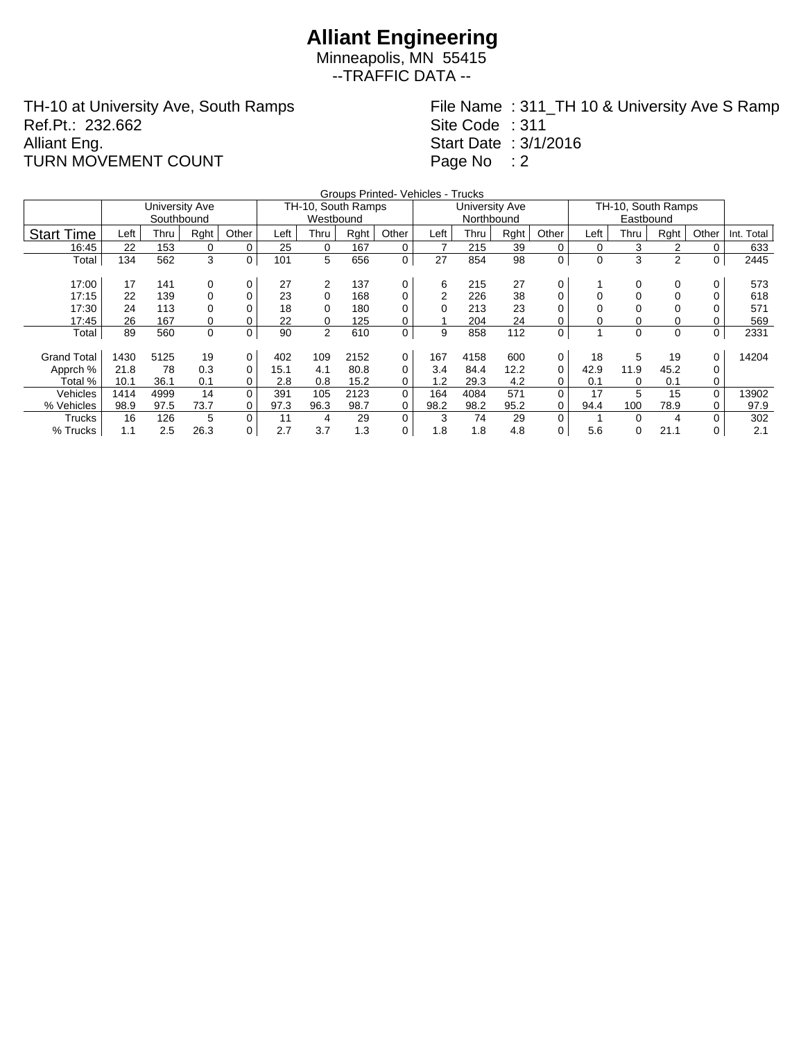# Alliant Engineering

Minneapolis, MN 55415

--TRAFFIC DATA --

TH-10 at University Ave, South Ramps
Ref.Pt.: 232.662
Alliant Eng.
TURN MOVEMENT COUNT

File Name : 311_TH 10 & University Ave S Ramp
Site Code : 311
Start Date : 3/1/2016
Page No : 2

Groups Printed- Vehicles - Trucks

| | University Ave Southbound | | | | TH-10, South Ramps Westbound | | | | University Ave Northbound | | | | TH-10, South Ramps Eastbound | | | | |
|---|---|---|---|---|---|---|---|---|---|---|---|---|---|---|---|---|---|
| Start Time | Left | Thru | Rght | Other | Left | Thru | Rght | Other | Left | Thru | Rght | Other | Left | Thru | Rght | Other | Int. Total |
| 16:45 | 22 | 153 | 0 | 0 | 25 | 0 | 167 | 0 | 7 | 215 | 39 | 0 | 0 | 3 | 2 | 0 | 633 |
| Total | 134 | 562 | 3 | 0 | 101 | 5 | 656 | 0 | 27 | 854 | 98 | 0 | 0 | 3 | 2 | 0 | 2445 |
| | | | | | | | | | | | | | | | | | |
| 17:00 | 17 | 141 | 0 | 0 | 27 | 2 | 137 | 0 | 6 | 215 | 27 | 0 | 1 | 0 | 0 | 0 | 573 |
| 17:15 | 22 | 139 | 0 | 0 | 23 | 0 | 168 | 0 | 2 | 226 | 38 | 0 | 0 | 0 | 0 | 0 | 618 |
| 17:30 | 24 | 113 | 0 | 0 | 18 | 0 | 180 | 0 | 0 | 213 | 23 | 0 | 0 | 0 | 0 | 0 | 571 |
| 17:45 | 26 | 167 | 0 | 0 | 22 | 0 | 125 | 0 | 1 | 204 | 24 | 0 | 0 | 0 | 0 | 0 | 569 |
| Total | 89 | 560 | 0 | 0 | 90 | 2 | 610 | 0 | 9 | 858 | 112 | 0 | 1 | 0 | 0 | 0 | 2331 |
| | | | | | | | | | | | | | | | | | |
| Grand Total | 1430 | 5125 | 19 | 0 | 402 | 109 | 2152 | 0 | 167 | 4158 | 600 | 0 | 18 | 5 | 19 | 0 | 14204 |
| Apprch % | 21.8 | 78 | 0.3 | 0 | 15.1 | 4.1 | 80.8 | 0 | 3.4 | 84.4 | 12.2 | 0 | 42.9 | 11.9 | 45.2 | 0 | |
| Total % | 10.1 | 36.1 | 0.1 | 0 | 2.8 | 0.8 | 15.2 | 0 | 1.2 | 29.3 | 4.2 | 0 | 0.1 | 0 | 0.1 | 0 | |
| Vehicles | 1414 | 4999 | 14 | 0 | 391 | 105 | 2123 | 0 | 164 | 4084 | 571 | 0 | 17 | 5 | 15 | 0 | 13902 |
| % Vehicles | 98.9 | 97.5 | 73.7 | 0 | 97.3 | 96.3 | 98.7 | 0 | 98.2 | 98.2 | 95.2 | 0 | 94.4 | 100 | 78.9 | 0 | 97.9 |
| Trucks | 16 | 126 | 5 | 0 | 11 | 4 | 29 | 0 | 3 | 74 | 29 | 0 | 1 | 0 | 4 | 0 | 302 |
| % Trucks | 1.1 | 2.5 | 26.3 | 0 | 2.7 | 3.7 | 1.3 | 0 | 1.8 | 1.8 | 4.8 | 0 | 5.6 | 0 | 21.1 | 0 | 2.1 |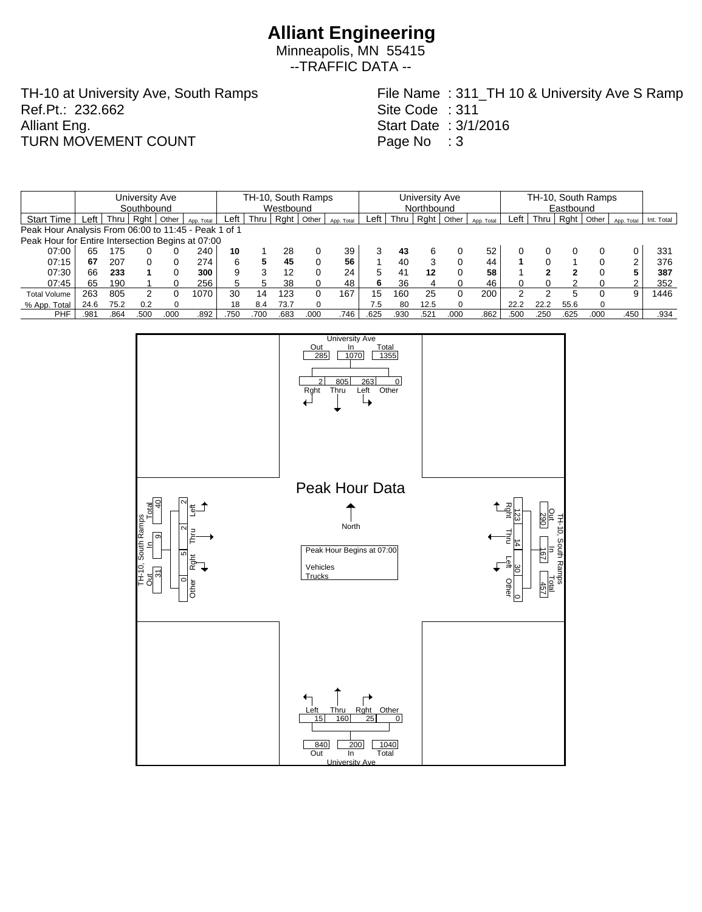# Alliant Engineering

Minneapolis, MN 55415

--TRAFFIC DATA --

TH-10 at University Ave, South Ramps
Ref.Pt.: 232.662
Alliant Eng.
TURN MOVEMENT COUNT

File Name : 311_TH 10 & University Ave S Ramp
Site Code : 311
Start Date : 3/1/2016
Page No : 3

| | University Ave Southbound | | | | | TH-10, South Ramps Westbound | | | | | University Ave Northbound | | | | | TH-10, South Ramps Eastbound | | | | | |
|---|---|---|---|---|---|---|---|---|---|---|---|---|---|---|---|---|---|---|---|---|---|
| Start Time | Left | Thru | Rght | Other | App. Total | Left | Thru | Rght | Other | App. Total | Left | Thru | Rght | Other | App. Total | Left | Thru | Rght | Other | App. Total | Int. Total |
| Peak Hour Analysis From 06:00 to 11:45 - Peak 1 of 1 | | | | | | | | | | | | | | | | | | | | | |
| Peak Hour for Entire Intersection Begins at 07:00 | | | | | | | | | | | | | | | | | | | | | |
| 07:00 | 65 | 175 | 0 | 0 | 240 | **10** | 1 | 28 | 0 | 39 | 3 | **43** | 6 | 0 | 52 | 0 | 0 | 0 | 0 | 0 | 331 |
| 07:15 | **67** | 207 | 0 | 0 | 274 | 6 | **5** | **45** | 0 | **56** | 1 | 40 | 3 | 0 | 44 | **1** | 0 | 1 | 0 | 2 | 376 |
| 07:30 | 66 | **233** | **1** | 0 | **300** | 9 | 3 | 12 | 0 | 24 | 5 | 41 | **12** | 0 | **58** | 1 | **2** | **2** | 0 | **5** | **387** |
| 07:45 | 65 | 190 | 1 | 0 | 256 | 5 | 5 | 38 | 0 | 48 | **6** | 36 | 4 | 0 | 46 | 0 | 0 | 2 | 0 | 2 | 352 |
| Total Volume | 263 | 805 | 2 | 0 | 1070 | 30 | 14 | 123 | 0 | 167 | 15 | 160 | 25 | 0 | 200 | 2 | 2 | 5 | 0 | 9 | 1446 |
| % App. Total | 24.6 | 75.2 | 0.2 | 0 | | 18 | 8.4 | 73.7 | 0 | | 7.5 | 80 | 12.5 | 0 | | 22.2 | 22.2 | 55.6 | 0 | | |
| PHF | .981 | .864 | .500 | .000 | .892 | .750 | .700 | .683 | .000 | .746 | .625 | .930 | .521 | .000 | .862 | .500 | .250 | .625 | .000 | .450 | .934 |

**Peak Hour Data**

Peak Hour Begins at 07:00

Vehicles
Trucks

North

University Ave (north leg): Out 285, In 1070, Total 1355
Rght 2, Thru 805, Left 263, Other 0

University Ave (south leg): Out 840, In 200, Total 1040
Left 15, Thru 160, Rght 25, Other 0

TH-10, South Ramps (west leg): Out 31, In 9, Total 40
Left 2, Thru 2, Rght 5, Other 0

TH-10, South Ramps (east leg): Out 290, In 167, Total 457
Rght 123, Thru 14, Left 30, Other 0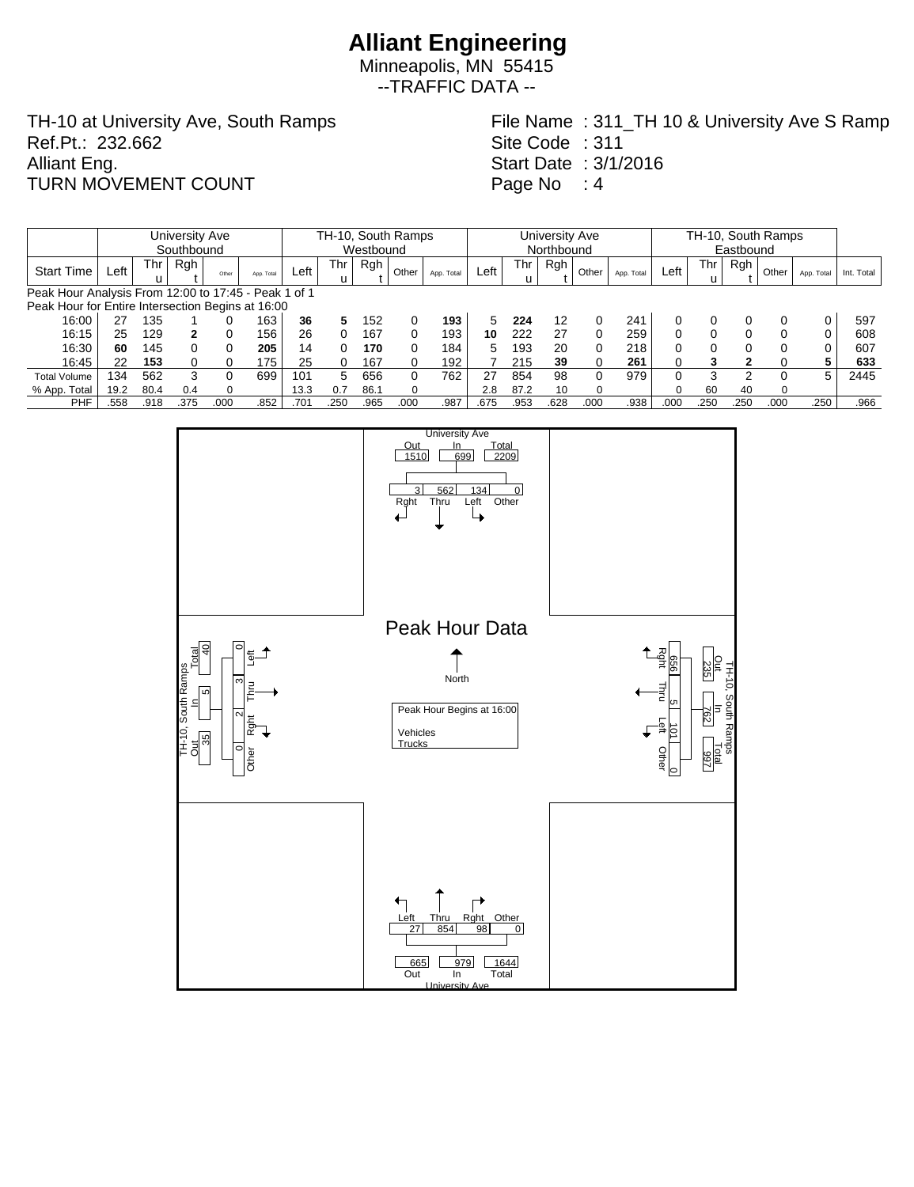# Alliant Engineering

Minneapolis, MN 55415

--TRAFFIC DATA --

TH-10 at University Ave, South Ramps
Ref.Pt.: 232.662
Alliant Eng.
TURN MOVEMENT COUNT

File Name : 311_TH 10 & University Ave S Ramp
Site Code : 311
Start Date : 3/1/2016
Page No : 4

| | University Ave Southbound | | | | | TH-10, South Ramps Westbound | | | | | University Ave Northbound | | | | | TH-10, South Ramps Eastbound | | | | | |
|---|---|---|---|---|---|---|---|---|---|---|---|---|---|---|---|---|---|---|---|---|---|
| Start Time | Left | Thru | Rght | Other | App. Total | Left | Thru | Rght | Other | App. Total | Left | Thru | Rght | Other | App. Total | Left | Thru | Rght | Other | App. Total | Int. Total |
| Peak Hour Analysis From 12:00 to 17:45 - Peak 1 of 1 | | | | | | | | | | | | | | | | | | | | | |
| Peak Hour for Entire Intersection Begins at 16:00 | | | | | | | | | | | | | | | | | | | | | |
| 16:00 | 27 | 135 | 1 | 0 | 163 | **36** | **5** | 152 | 0 | **193** | 5 | **224** | 12 | 0 | 241 | 0 | 0 | 0 | 0 | 0 | 597 |
| 16:15 | 25 | 129 | **2** | 0 | 156 | 26 | 0 | 167 | 0 | 193 | **10** | 222 | 27 | 0 | 259 | 0 | 0 | 0 | 0 | 0 | 608 |
| 16:30 | **60** | 145 | 0 | 0 | **205** | 14 | 0 | **170** | 0 | 184 | 5 | 193 | 20 | 0 | 218 | 0 | 0 | 0 | 0 | 0 | 607 |
| 16:45 | 22 | **153** | 0 | 0 | 175 | 25 | 0 | 167 | 0 | 192 | 7 | 215 | **39** | 0 | **261** | 0 | **3** | **2** | 0 | **5** | **633** |
| Total Volume | 134 | 562 | 3 | 0 | 699 | 101 | 5 | 656 | 0 | 762 | 27 | 854 | 98 | 0 | 979 | 0 | 3 | 2 | 0 | 5 | 2445 |
| % App. Total | 19.2 | 80.4 | 0.4 | 0 | | 13.3 | 0.7 | 86.1 | 0 | | 2.8 | 87.2 | 10 | 0 | | 0 | 60 | 40 | 0 | | |
| PHF | .558 | .918 | .375 | .000 | .852 | .701 | .250 | .965 | .000 | .987 | .675 | .953 | .628 | .000 | .938 | .000 | .250 | .250 | .000 | .250 | .966 |

Peak Hour Data

University Ave (North): Out 1510, In 699, Total 2209
Rght 3, Thru 562, Left 134, Other 0

TH-10, South Ramps (East): Out 235, In 762, Total 997
Rght 656, Thru 5, Left 101, Other 0

University Ave (South): Out 665, In 979, Total 1644
Left 27, Thru 854, Rght 98, Other 0

TH-10, South Ramps (West): Out 35, In 5, Total 40
Left 0, Thru 3, Rght 2, Other 0

North

Peak Hour Begins at 16:00

Vehicles
Trucks